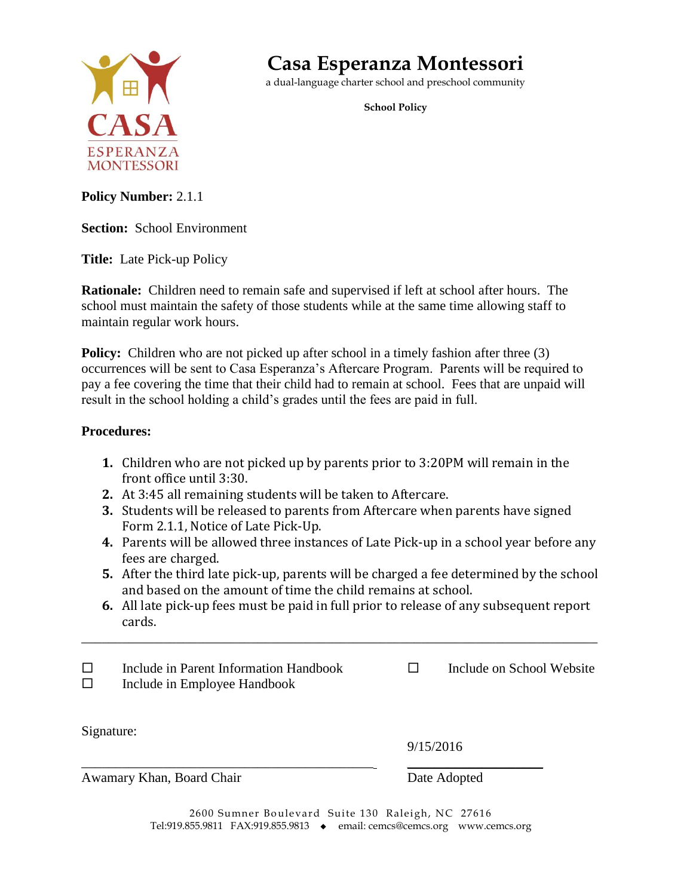CASA ESPERANZA MONTESSORI

# Casa Esperanza Montessori

a dual-language charter school and preschool community

**School Policy**

**Policy Number:** 2.1.1

**Section:** School Environment

**Title:** Late Pick-up Policy

**Rationale:** Children need to remain safe and supervised if left at school after hours. The school must maintain the safety of those students while at the same time allowing staff to maintain regular work hours.

**Policy:** Children who are not picked up after school in a timely fashion after three (3) occurrences will be sent to Casa Esperanza's Aftercare Program. Parents will be required to pay a fee covering the time that their child had to remain at school. Fees that are unpaid will result in the school holding a child's grades until the fees are paid in full.

**Procedures:**

1. Children who are not picked up by parents prior to 3:20PM will remain in the front office until 3:30.
2. At 3:45 all remaining students will be taken to Aftercare.
3. Students will be released to parents from Aftercare when parents have signed Form 2.1.1, Notice of Late Pick-Up.
4. Parents will be allowed three instances of Late Pick-up in a school year before any fees are charged.
5. After the third late pick-up, parents will be charged a fee determined by the school and based on the amount of time the child remains at school.
6. All late pick-up fees must be paid in full prior to release of any subsequent report cards.

---

☐ Include in Parent Information Handbook

☐ Include in Employee Handbook

☐ Include on School Website

Signature:

_______________________________________
Awamary Khan, Board Chair

9/15/2016
_______________
Date Adopted

2600 Sumner Boulevard Suite 130 Raleigh, NC 27616
Tel:919.855.9811 FAX:919.855.9813 ◆ email: cemcs@cemcs.org www.cemcs.org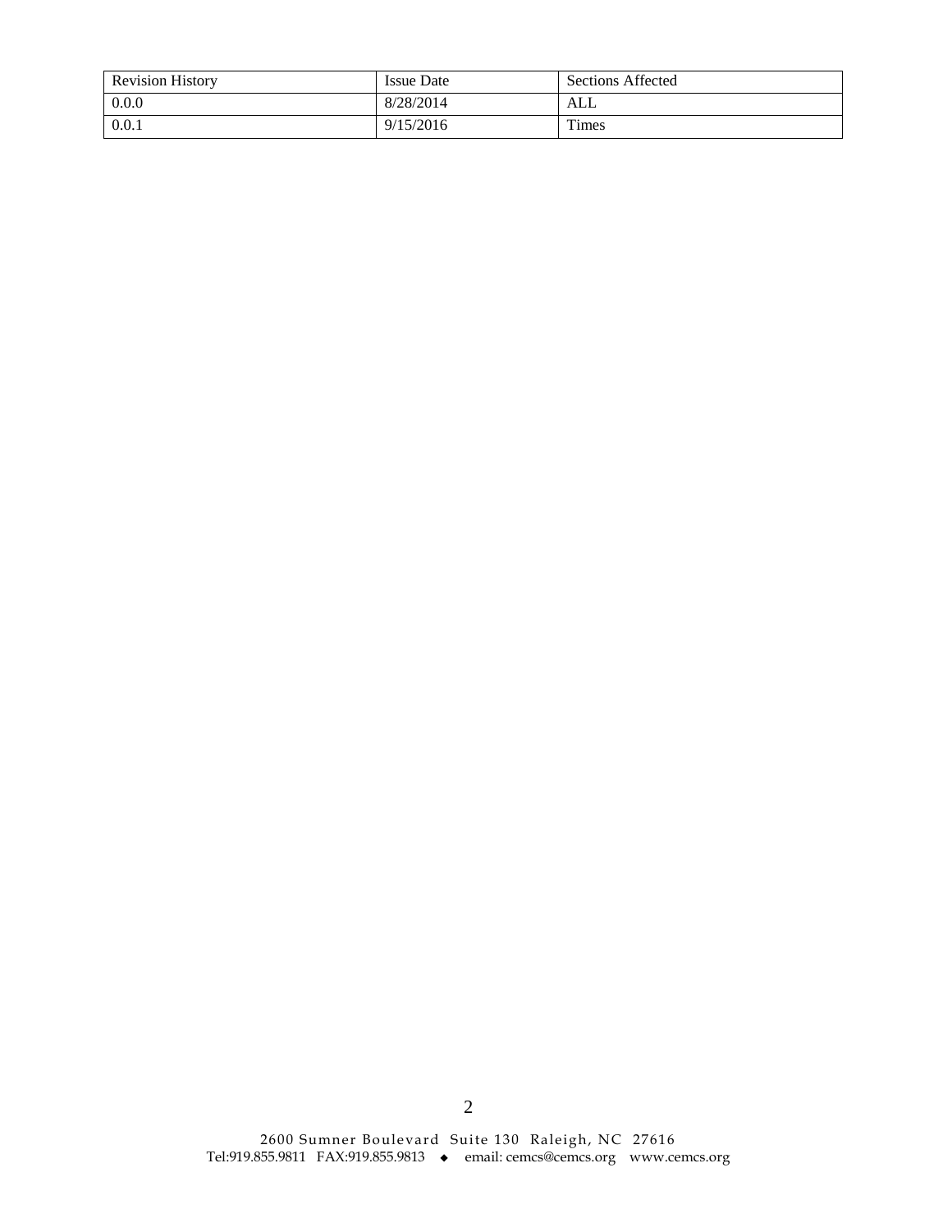| Revision History | Issue Date | Sections Affected |
|---|---|---|
| 0.0.0 | 8/28/2014 | ALL |
| 0.0.1 | 9/15/2016 | Times |